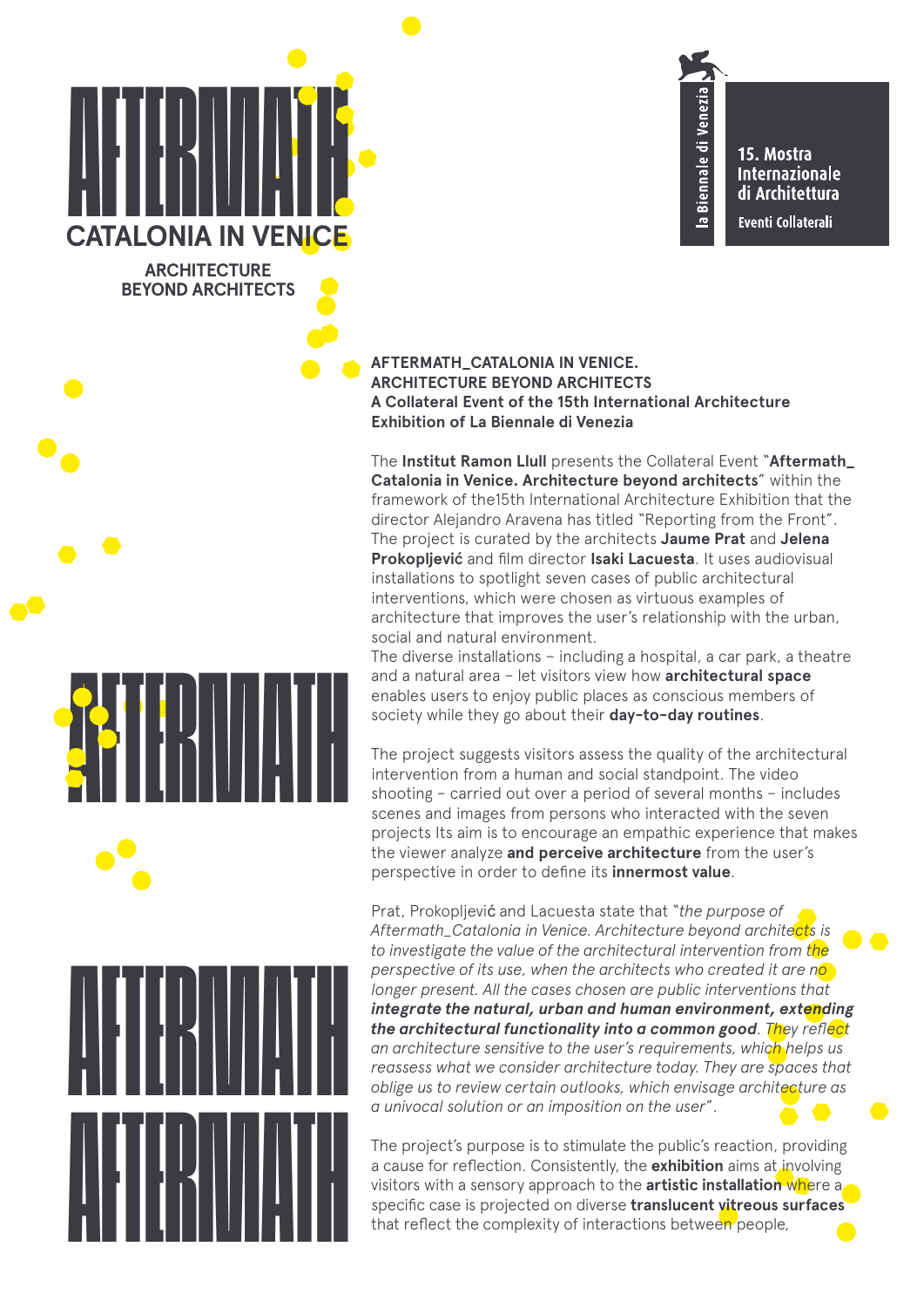# AFTERMATH

## CATALONIA IN VENICE

### ARCHITECTURE BEYOND ARCHITECTS

la Biennale di Venezia

15. Mostra Internazionale di Architettura

Eventi Collaterali

**AFTERMATH_CATALONIA IN VENICE.**
**ARCHITECTURE BEYOND ARCHITECTS**
**A Collateral Event of the 15th International Architecture Exhibition of La Biennale di Venezia**

The **Institut Ramon Llull** presents the Collateral Event "**Aftermath_ Catalonia in Venice. Architecture beyond architects**" within the framework of the15th International Architecture Exhibition that the director Alejandro Aravena has titled "Reporting from the Front". The project is curated by the architects **Jaume Prat** and **Jelena Prokopljević** and film director **Isaki Lacuesta**. It uses audiovisual installations to spotlight seven cases of public architectural interventions, which were chosen as virtuous examples of architecture that improves the user's relationship with the urban, social and natural environment.
The diverse installations – including a hospital, a car park, a theatre and a natural area – let visitors view how **architectural space** enables users to enjoy public places as conscious members of society while they go about their **day-to-day routines**.

The project suggests visitors assess the quality of the architectural intervention from a human and social standpoint. The video shooting – carried out over a period of several months – includes scenes and images from persons who interacted with the seven projects Its aim is to encourage an empathic experience that makes the viewer analyze **and perceive architecture** from the user's perspective in order to define its **innermost value**.

Prat, Prokopljević and Lacuesta state that "*the purpose of Aftermath_Catalonia in Venice. Architecture beyond architects is to investigate the value of the architectural intervention from the perspective of its use, when the architects who created it are no longer present. All the cases chosen are public interventions that* ***integrate the natural, urban and human environment, extending the architectural functionality into a common good****. They reflect an architecture sensitive to the user's requirements, which helps us reassess what we consider architecture today. They are spaces that oblige us to review certain outlooks, which envisage architecture as a univocal solution or an imposition on the user*".

The project's purpose is to stimulate the public's reaction, providing a cause for reflection. Consistently, the **exhibition** aims at involving visitors with a sensory approach to the **artistic installation** where a specific case is projected on diverse **translucent vitreous surfaces** that reflect the complexity of interactions between people,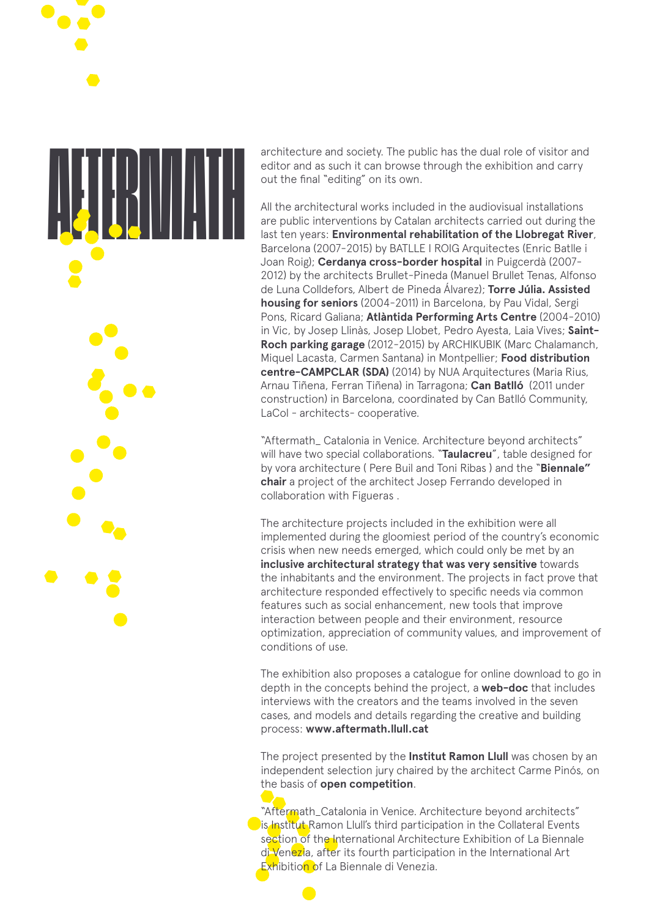# AFTERMATH

architecture and society. The public has the dual role of visitor and editor and as such it can browse through the exhibition and carry out the final "editing" on its own.

All the architectural works included in the audiovisual installations are public interventions by Catalan architects carried out during the last ten years: **Environmental rehabilitation of the Llobregat River**, Barcelona (2007-2015) by BATLLE I ROIG Arquitectes (Enric Batlle i Joan Roig); **Cerdanya cross-border hospital** in Puigcerdà (2007-2012) by the architects Brullet-Pineda (Manuel Brullet Tenas, Alfonso de Luna Colldefors, Albert de Pineda Álvarez); **Torre Júlia. Assisted housing for seniors** (2004-2011) in Barcelona, by Pau Vidal, Sergi Pons, Ricard Galiana; **Atlàntida Performing Arts Centre** (2004-2010) in Vic, by Josep Llinàs, Josep Llobet, Pedro Ayesta, Laia Vives; **Saint-Roch parking garage** (2012-2015) by ARCHIKUBIK (Marc Chalamanch, Miquel Lacasta, Carmen Santana) in Montpellier; **Food distribution centre-CAMPCLAR (SDA)** (2014) by NUA Arquitectures (Maria Rius, Arnau Tiñena, Ferran Tiñena) in Tarragona; **Can Batlló** (2011 under construction) in Barcelona, coordinated by Can Batlló Community, LaCol - architects- cooperative.

"Aftermath_ Catalonia in Venice. Architecture beyond architects" will have two special collaborations. "**Taulacreu**", table designed for by vora architecture ( Pere Buil and Toni Ribas ) and the "**Biennale" chair** a project of the architect Josep Ferrando developed in collaboration with Figueras .

The architecture projects included in the exhibition were all implemented during the gloomiest period of the country's economic crisis when new needs emerged, which could only be met by an **inclusive architectural strategy that was very sensitive** towards the inhabitants and the environment. The projects in fact prove that architecture responded effectively to specific needs via common features such as social enhancement, new tools that improve interaction between people and their environment, resource optimization, appreciation of community values, and improvement of conditions of use.

The exhibition also proposes a catalogue for online download to go in depth in the concepts behind the project, a **web-doc** that includes interviews with the creators and the teams involved in the seven cases, and models and details regarding the creative and building process: **www.aftermath.llull.cat**

The project presented by the **Institut Ramon Llull** was chosen by an independent selection jury chaired by the architect Carme Pinós, on the basis of **open competition**.

"Aftermath_Catalonia in Venice. Architecture beyond architects" is Institut Ramon Llull's third participation in the Collateral Events section of the International Architecture Exhibition of La Biennale di Venezia, after its fourth participation in the International Art Exhibition of La Biennale di Venezia.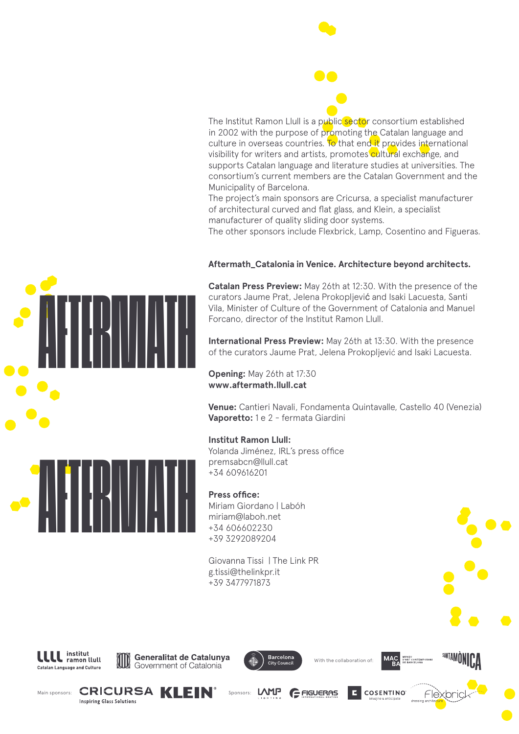AFTERMATH

AFTERMATH

The Institut Ramon Llull is a public sector consortium established in 2002 with the purpose of promoting the Catalan language and culture in overseas countries. To that end it provides international visibility for writers and artists, promotes cultural exchange, and supports Catalan language and literature studies at universities. The consortium's current members are the Catalan Government and the Municipality of Barcelona.
The project's main sponsors are Cricursa, a specialist manufacturer of architectural curved and flat glass, and Klein, a specialist manufacturer of quality sliding door systems.
The other sponsors include Flexbrick, Lamp, Cosentino and Figueras.

**Aftermath_Catalonia in Venice. Architecture beyond architects.**

**Catalan Press Preview:** May 26th at 12:30. With the presence of the curators Jaume Prat, Jelena Prokopljević and Isaki Lacuesta, Santi Vila, Minister of Culture of the Government of Catalonia and Manuel Forcano, director of the Institut Ramon Llull.

**International Press Preview:** May 26th at 13:30. With the presence of the curators Jaume Prat, Jelena Prokopljević and Isaki Lacuesta.

**Opening:** May 26th at 17:30
**www.aftermath.llull.cat**

**Venue:** Cantieri Navali, Fondamenta Quintavalle, Castello 40 (Venezia)
**Vaporetto:** 1 e 2 - fermata Giardini

**Institut Ramon Llull:**
Yolanda Jiménez, IRL's press office
premsabcn@llull.cat
+34 609616201

**Press office:**
Miriam Giordano | Labóh
miriam@laboh.net
+34 606602230
+39 3292089204

Giovanna Tissi | The Link PR
g.tissi@thelinkpr.it
+39 3477971873

institut ramon llull – Catalan Language and Culture · Generalitat de Catalunya – Government of Catalonia · Barcelona City Council

With the collaboration of: MACBA Museu d'Art Contemporani de Barcelona · Santa Mònica

Main sponsors: CRICURSA Inspiring Glass Solutions · KLEIN

Sponsors: LAMP Lighting · FIGUERAS International Seating · COSENTINO Imagine & anticipate · Flexbrick dressing architecture